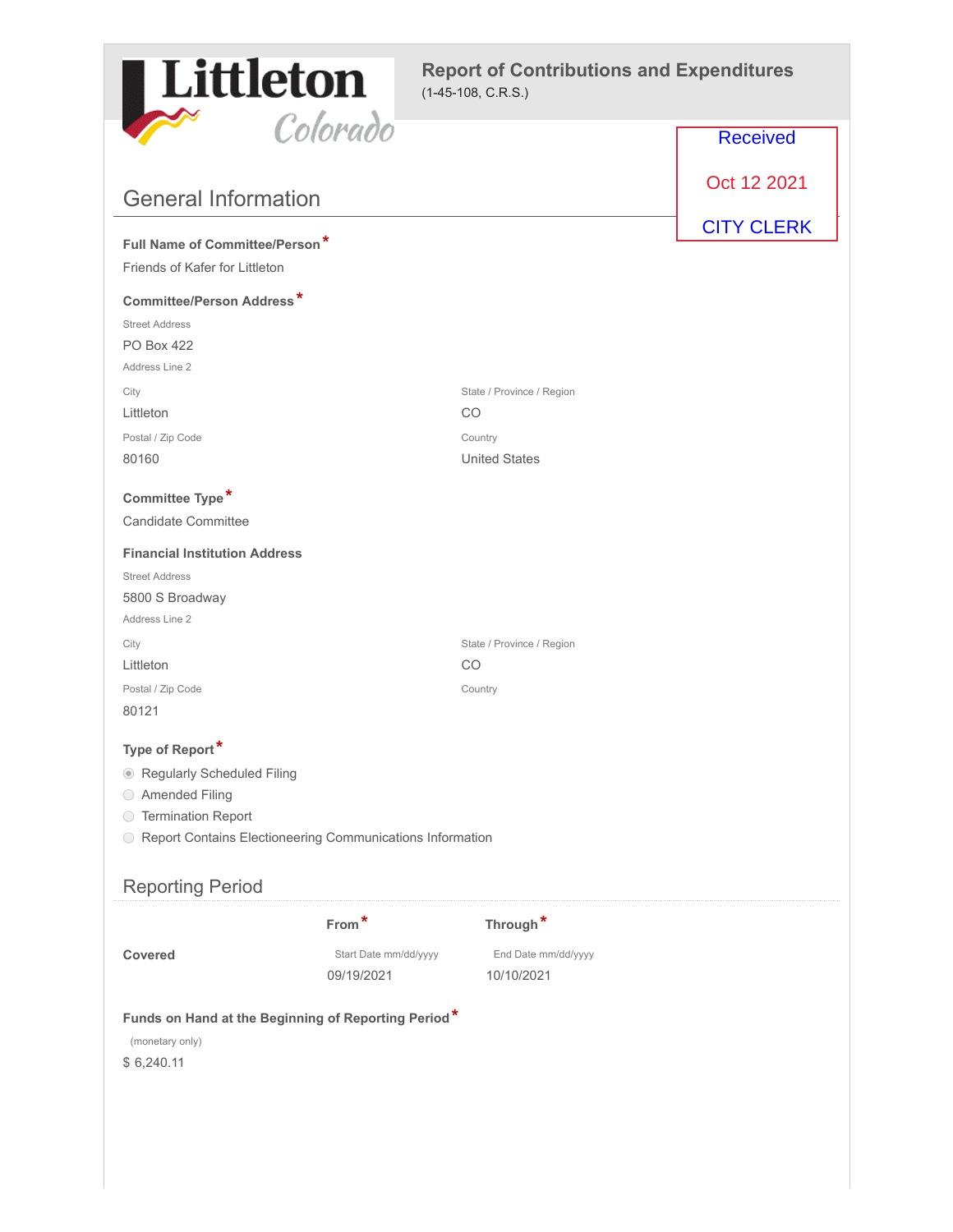Littleton Colorado

# Report of Contributions and Expenditures

(1-45-108, C.R.S.)

Received

Oct 12 2021

CITY CLERK

## General Information

**Full Name of Committee/Person***

Friends of Kafer for Littleton

**Committee/Person Address***

Street Address

PO Box 422

Address Line 2

City

Littleton

State / Province / Region

CO

Postal / Zip Code

80160

Country

United States

**Committee Type***

Candidate Committee

**Financial Institution Address**

Street Address

5800 S Broadway

Address Line 2

City

Littleton

State / Province / Region

CO

Postal / Zip Code

80121

Country

**Type of Report***

- (●) Regularly Scheduled Filing
- ( ) Amended Filing
- ( ) Termination Report
- ( ) Report Contains Electioneering Communications Information

## Reporting Period

| | From* | Through* |
|---|---|---|
| **Covered** | Start Date mm/dd/yyyy<br>09/19/2021 | End Date mm/dd/yyyy<br>10/10/2021 |

**Funds on Hand at the Beginning of Reporting Period***

(monetary only)

$ 6,240.11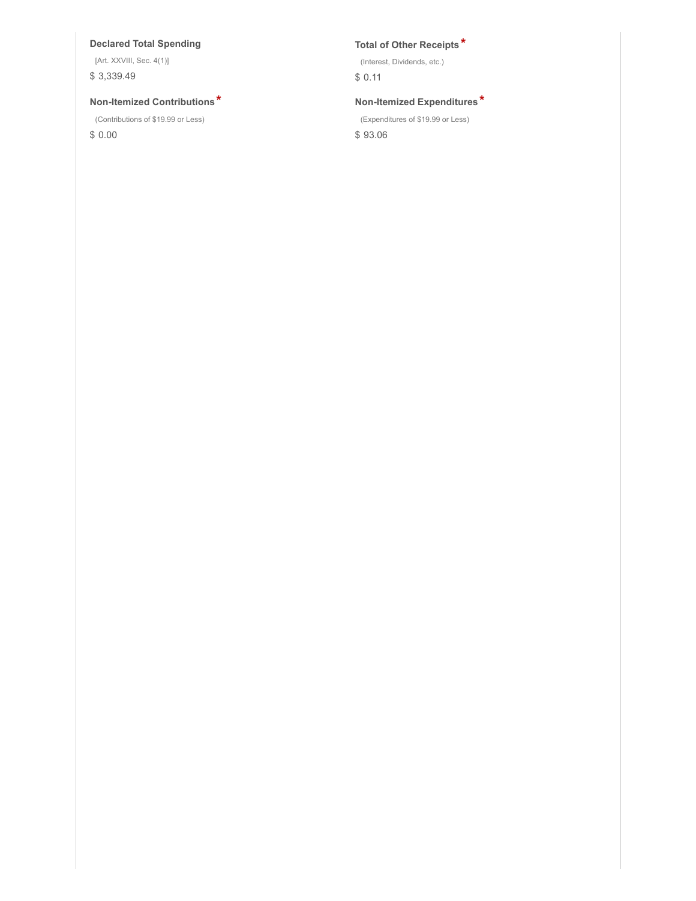**Declared Total Spending**

[Art. XXVIII, Sec. 4(1)]

$ 3,339.49

**Non-Itemized Contributions***

(Contributions of $19.99 or Less)

$ 0.00

**Total of Other Receipts***

(Interest, Dividends, etc.)

$ 0.11

**Non-Itemized Expenditures***

(Expenditures of $19.99 or Less)

$ 93.06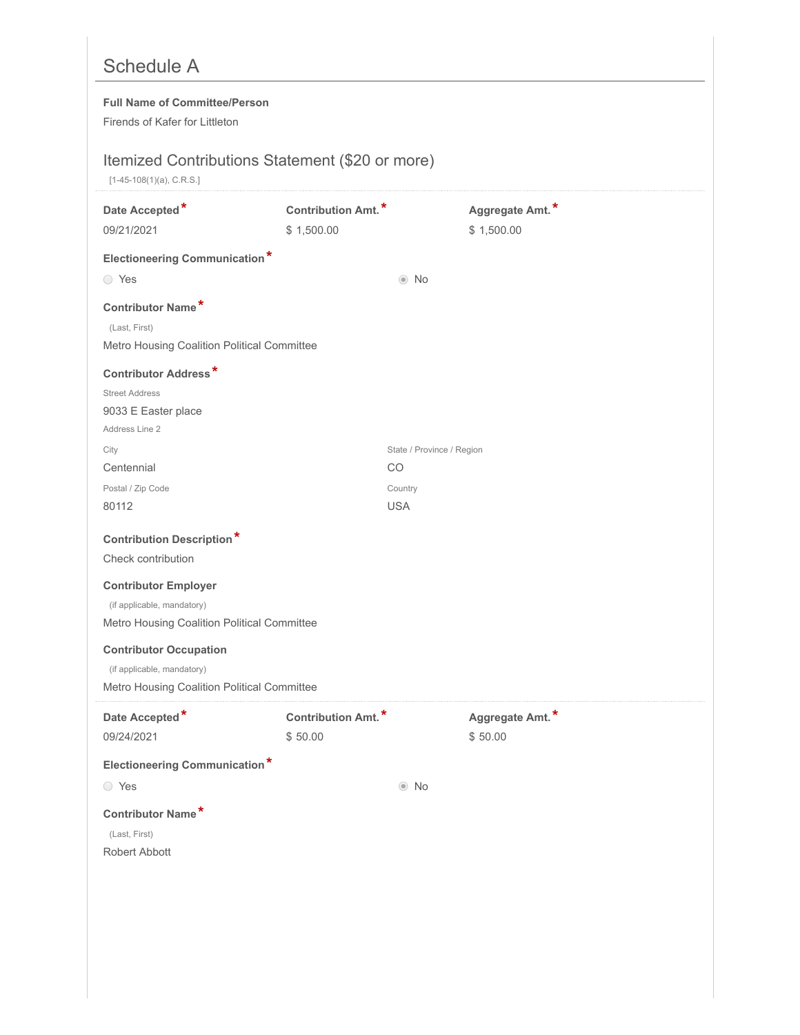# Schedule A

**Full Name of Committee/Person**

Firends of Kafer for Littleton

## Itemized Contributions Statement ($20 or more)

[1-45-108(1)(a), C.R.S.]

| Date Accepted* | Contribution Amt.* | Aggregate Amt.* |
|---|---|---|
| 09/21/2021 | $ 1,500.00 | $ 1,500.00 |

**Electioneering Communication***

○ Yes ◉ No

**Contributor Name***

(Last, First)

Metro Housing Coalition Political Committee

**Contributor Address***

Street Address

9033 E Easter place

Address Line 2

City: Centennial

State / Province / Region: CO

Postal / Zip Code: 80112

Country: USA

**Contribution Description***

Check contribution

**Contributor Employer**

(if applicable, mandatory)

Metro Housing Coalition Political Committee

**Contributor Occupation**

(if applicable, mandatory)

Metro Housing Coalition Political Committee

| Date Accepted* | Contribution Amt.* | Aggregate Amt.* |
|---|---|---|
| 09/24/2021 | $ 50.00 | $ 50.00 |

**Electioneering Communication***

○ Yes ◉ No

**Contributor Name***

(Last, First)

Robert Abbott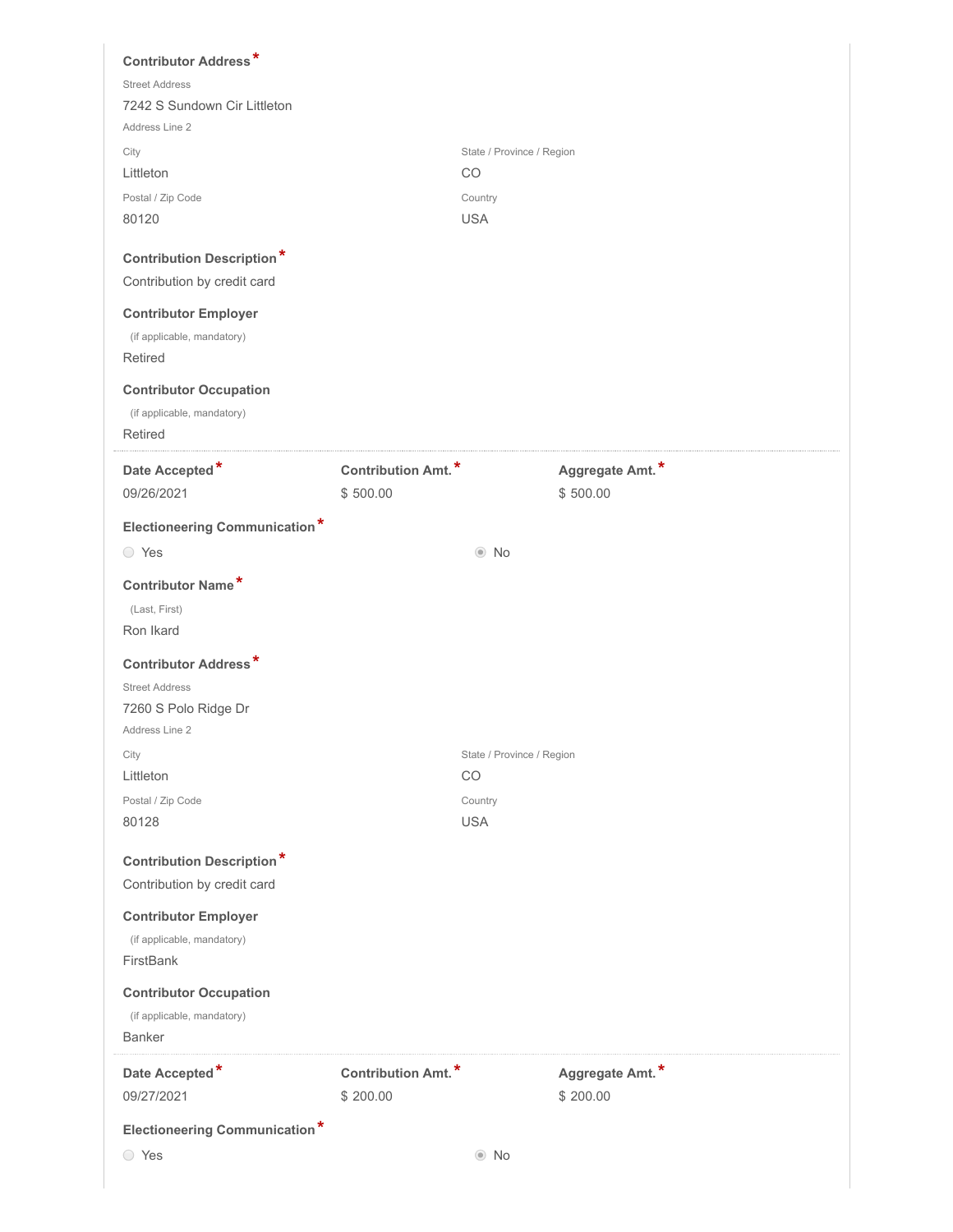**Contributor Address** *

Street Address

7242 S Sundown Cir Littleton

Address Line 2

City

Littleton

State / Province / Region

CO

Postal / Zip Code

80120

Country

USA

**Contribution Description** *

Contribution by credit card

**Contributor Employer**

(if applicable, mandatory)

Retired

**Contributor Occupation**

(if applicable, mandatory)

Retired

---

| **Date Accepted** * | **Contribution Amt.** * | **Aggregate Amt.** * |
|---|---|---|
| 09/26/2021 | $ 500.00 | $ 500.00 |

**Electioneering Communication** *

○ Yes ◉ No

**Contributor Name** *

(Last, First)

Ron Ikard

**Contributor Address** *

Street Address

7260 S Polo Ridge Dr

Address Line 2

City

Littleton

State / Province / Region

CO

Postal / Zip Code

80128

Country

USA

**Contribution Description** *

Contribution by credit card

**Contributor Employer**

(if applicable, mandatory)

FirstBank

**Contributor Occupation**

(if applicable, mandatory)

Banker

---

| **Date Accepted** * | **Contribution Amt.** * | **Aggregate Amt.** * |
|---|---|---|
| 09/27/2021 | $ 200.00 | $ 200.00 |

**Electioneering Communication** *

○ Yes ◉ No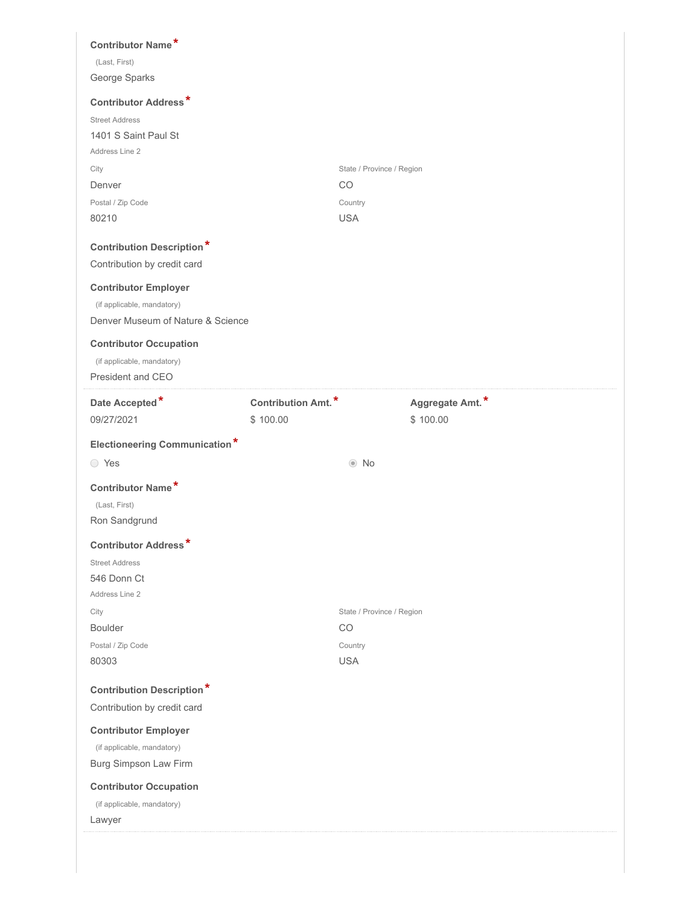**Contributor Name** *

(Last, First)

George Sparks

**Contributor Address** *

Street Address

1401 S Saint Paul St

Address Line 2

City

Denver

State / Province / Region

CO

Postal / Zip Code

80210

Country

USA

**Contribution Description** *

Contribution by credit card

**Contributor Employer**

(if applicable, mandatory)

Denver Museum of Nature & Science

**Contributor Occupation**

(if applicable, mandatory)

President and CEO

---

| **Date Accepted** * | **Contribution Amt.** * | **Aggregate Amt.** * |
|---|---|---|
| 09/27/2021 | $ 100.00 | $ 100.00 |

**Electioneering Communication** *

○ Yes ◉ No

**Contributor Name** *

(Last, First)

Ron Sandgrund

**Contributor Address** *

Street Address

546 Donn Ct

Address Line 2

City

Boulder

State / Province / Region

CO

Postal / Zip Code

80303

Country

USA

**Contribution Description** *

Contribution by credit card

**Contributor Employer**

(if applicable, mandatory)

Burg Simpson Law Firm

**Contributor Occupation**

(if applicable, mandatory)

Lawyer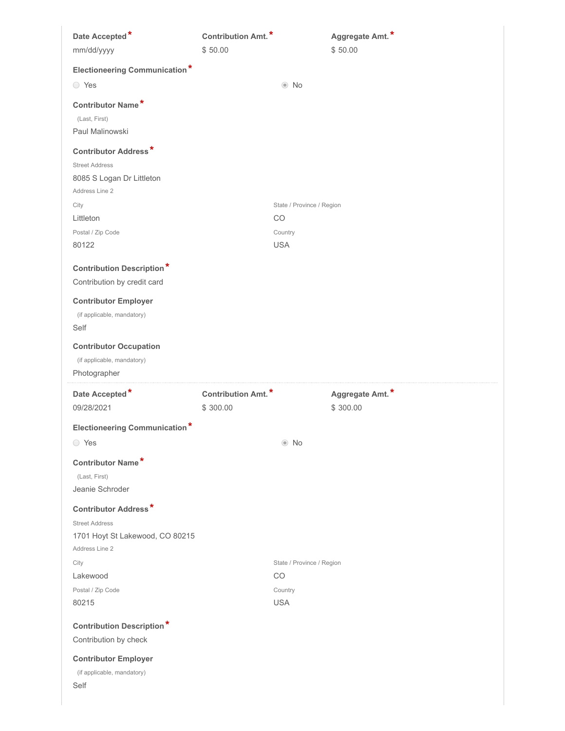**Date Accepted** * mm/dd/yyyy

**Contribution Amt.** * $ 50.00

**Aggregate Amt.** * $ 50.00

**Electioneering Communication** *

○ Yes ◉ No

**Contributor Name** *

(Last, First)

Paul Malinowski

**Contributor Address** *

Street Address

8085 S Logan Dr Littleton

Address Line 2

City

Littleton

State / Province / Region

CO

Postal / Zip Code

80122

Country

USA

**Contribution Description** *

Contribution by credit card

**Contributor Employer**

(if applicable, mandatory)

Self

**Contributor Occupation**

(if applicable, mandatory)

Photographer

---

**Date Accepted** * 09/28/2021

**Contribution Amt.** * $ 300.00

**Aggregate Amt.** * $ 300.00

**Electioneering Communication** *

○ Yes ◉ No

**Contributor Name** *

(Last, First)

Jeanie Schroder

**Contributor Address** *

Street Address

1701 Hoyt St Lakewood, CO 80215

Address Line 2

City

Lakewood

State / Province / Region

CO

Postal / Zip Code

80215

Country

USA

**Contribution Description** *

Contribution by check

**Contributor Employer**

(if applicable, mandatory)

Self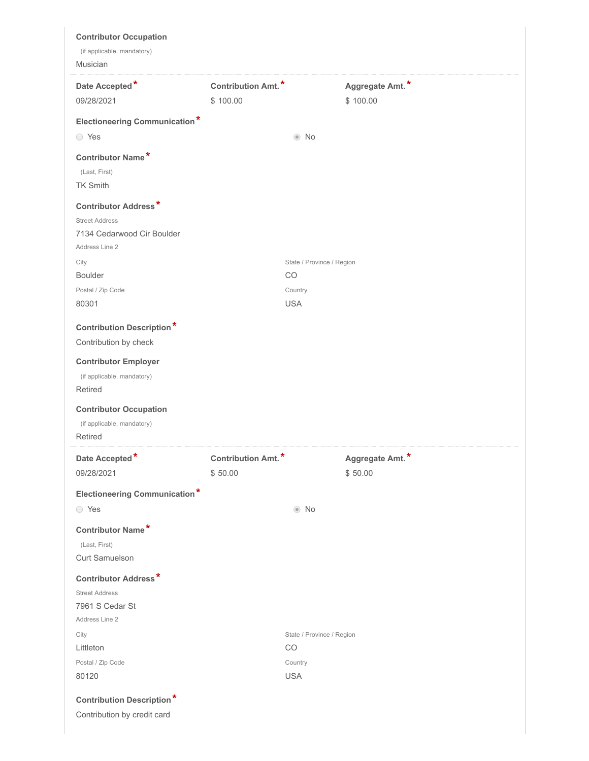**Contributor Occupation**

(if applicable, mandatory)

Musician

---

| **Date Accepted*** | **Contribution Amt.*** | **Aggregate Amt.*** |
|---|---|---|
| 09/28/2021 | $ 100.00 | $ 100.00 |

**Electioneering Communication***

○ Yes ◉ No

**Contributor Name***

(Last, First)

TK Smith

**Contributor Address***

Street Address

7134 Cedarwood Cir Boulder

Address Line 2

City

Boulder

State / Province / Region

CO

Postal / Zip Code

80301

Country

USA

**Contribution Description***

Contribution by check

**Contributor Employer**

(if applicable, mandatory)

Retired

**Contributor Occupation**

(if applicable, mandatory)

Retired

---

| **Date Accepted*** | **Contribution Amt.*** | **Aggregate Amt.*** |
|---|---|---|
| 09/28/2021 | $ 50.00 | $ 50.00 |

**Electioneering Communication***

○ Yes ◉ No

**Contributor Name***

(Last, First)

Curt Samuelson

**Contributor Address***

Street Address

7961 S Cedar St

Address Line 2

City

Littleton

State / Province / Region

CO

Postal / Zip Code

80120

Country

USA

**Contribution Description***

Contribution by credit card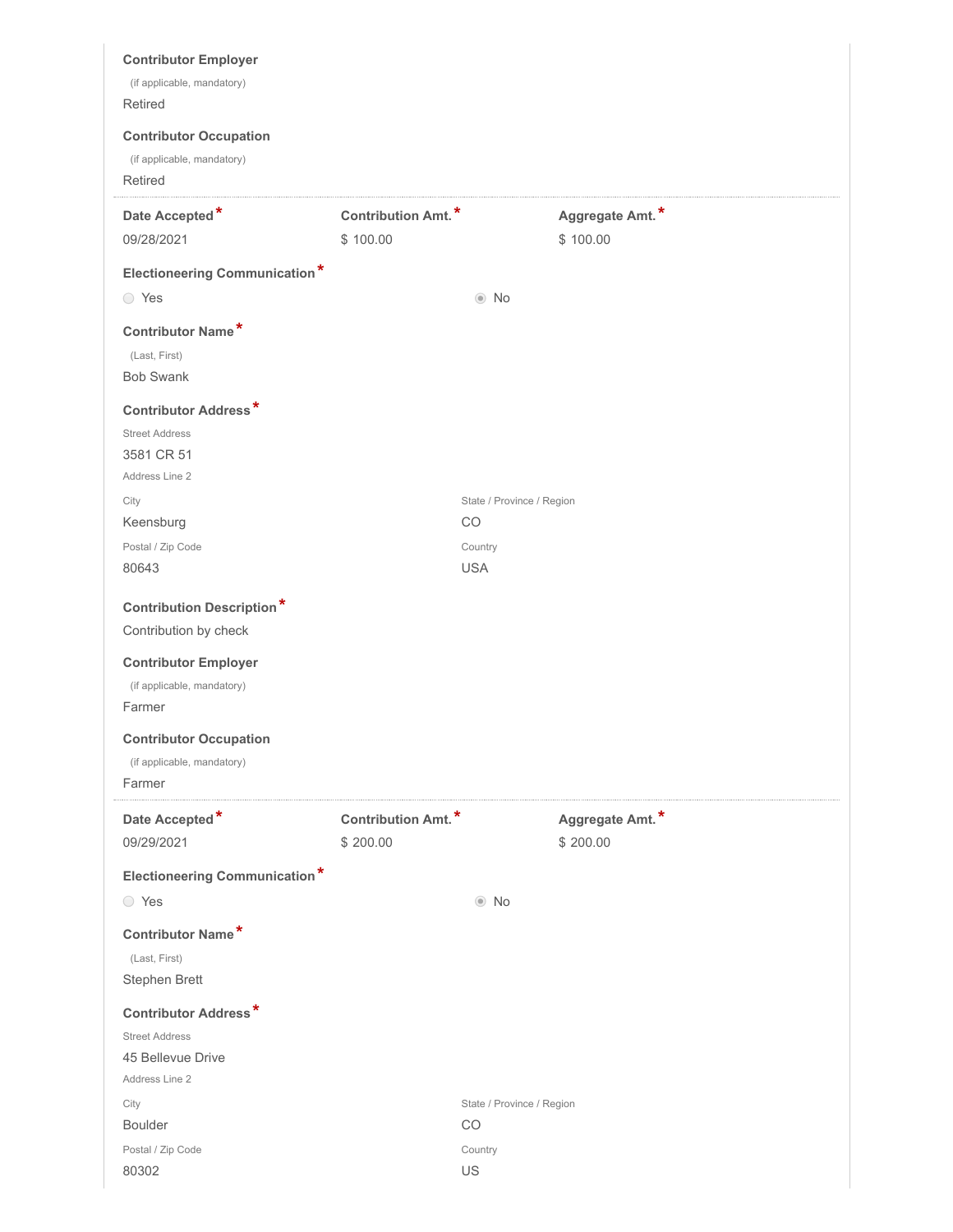**Contributor Employer**

(if applicable, mandatory)

Retired

**Contributor Occupation**

(if applicable, mandatory)

Retired

---

| **Date Accepted*** | **Contribution Amt.*** | **Aggregate Amt.*** |
|---|---|---|
| 09/28/2021 | $ 100.00 | $ 100.00 |

**Electioneering Communication***

○ Yes ◉ No

**Contributor Name***

(Last, First)

Bob Swank

**Contributor Address***

Street Address

3581 CR 51

Address Line 2

City

Keensburg

State / Province / Region

CO

Postal / Zip Code

80643

Country

USA

**Contribution Description***

Contribution by check

**Contributor Employer**

(if applicable, mandatory)

Farmer

**Contributor Occupation**

(if applicable, mandatory)

Farmer

---

| **Date Accepted*** | **Contribution Amt.*** | **Aggregate Amt.*** |
|---|---|---|
| 09/29/2021 | $ 200.00 | $ 200.00 |

**Electioneering Communication***

○ Yes ◉ No

**Contributor Name***

(Last, First)

Stephen Brett

**Contributor Address***

Street Address

45 Bellevue Drive

Address Line 2

City

Boulder

State / Province / Region

CO

Postal / Zip Code

80302

Country

US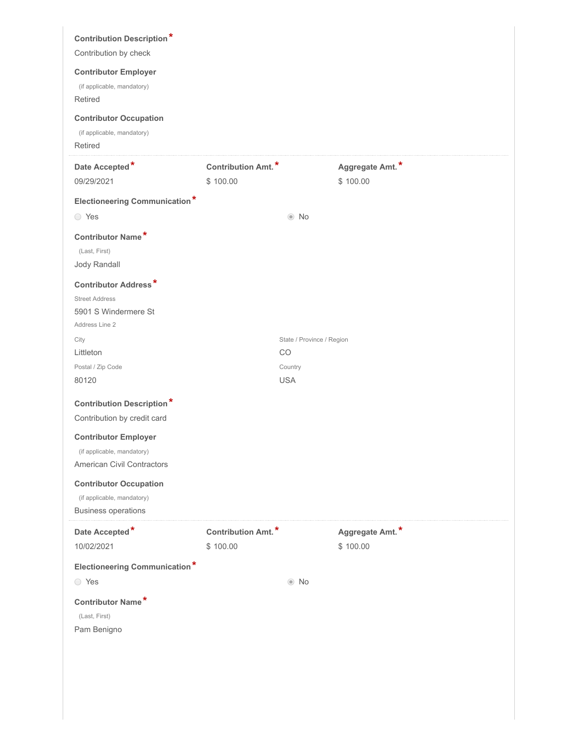**Contribution Description** *

Contribution by check

**Contributor Employer**

(if applicable, mandatory)

Retired

**Contributor Occupation**

(if applicable, mandatory)

Retired

---

| **Date Accepted** * | **Contribution Amt.** * | **Aggregate Amt.** * |
|---|---|---|
| 09/29/2021 | $ 100.00 | $ 100.00 |

**Electioneering Communication** *

○ Yes ◉ No

**Contributor Name** *

(Last, First)

Jody Randall

**Contributor Address** *

Street Address

5901 S Windermere St

Address Line 2

City

Littleton

State / Province / Region

CO

Postal / Zip Code

80120

Country

USA

**Contribution Description** *

Contribution by credit card

**Contributor Employer**

(if applicable, mandatory)

American Civil Contractors

**Contributor Occupation**

(if applicable, mandatory)

Business operations

---

| **Date Accepted** * | **Contribution Amt.** * | **Aggregate Amt.** * |
|---|---|---|
| 10/02/2021 | $ 100.00 | $ 100.00 |

**Electioneering Communication** *

○ Yes ◉ No

**Contributor Name** *

(Last, First)

Pam Benigno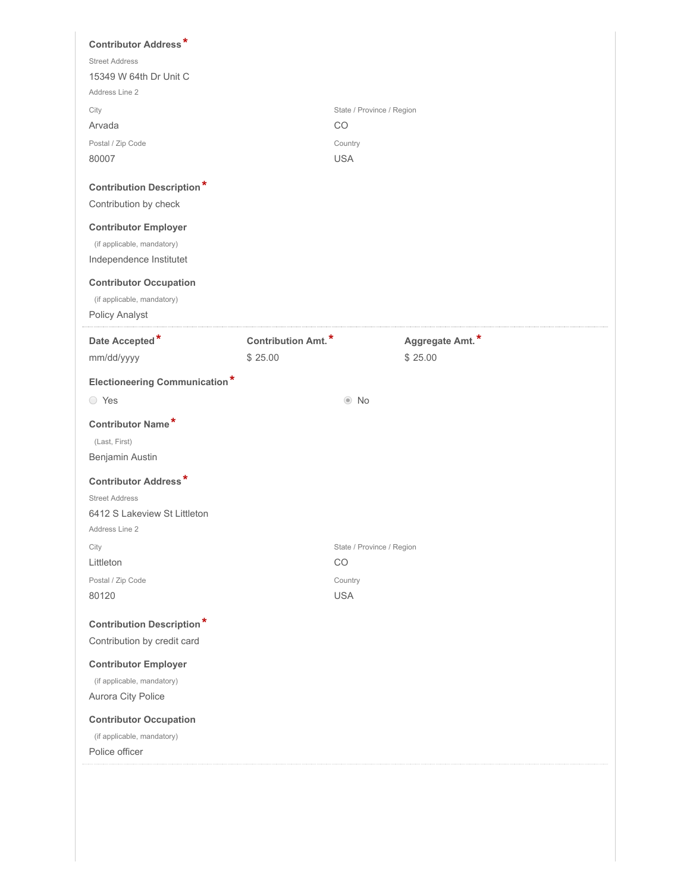**Contributor Address** *

Street Address

15349 W 64th Dr Unit C

Address Line 2

| City | State / Province / Region |
| --- | --- |
| Arvada | CO |
| **Postal / Zip Code** | **Country** |
| 80007 | USA |

**Contribution Description** *

Contribution by check

**Contributor Employer**

(if applicable, mandatory)

Independence Institutet

**Contributor Occupation**

(if applicable, mandatory)

Policy Analyst

---

| Date Accepted * | Contribution Amt. * | Aggregate Amt. * |
| --- | --- | --- |
| mm/dd/yyyy | $ 25.00 | $ 25.00 |

**Electioneering Communication** *

○ Yes ◉ No

**Contributor Name** *

(Last, First)

Benjamin Austin

**Contributor Address** *

Street Address

6412 S Lakeview St Littleton

Address Line 2

| City | State / Province / Region |
| --- | --- |
| Littleton | CO |
| **Postal / Zip Code** | **Country** |
| 80120 | USA |

**Contribution Description** *

Contribution by credit card

**Contributor Employer**

(if applicable, mandatory)

Aurora City Police

**Contributor Occupation**

(if applicable, mandatory)

Police officer

---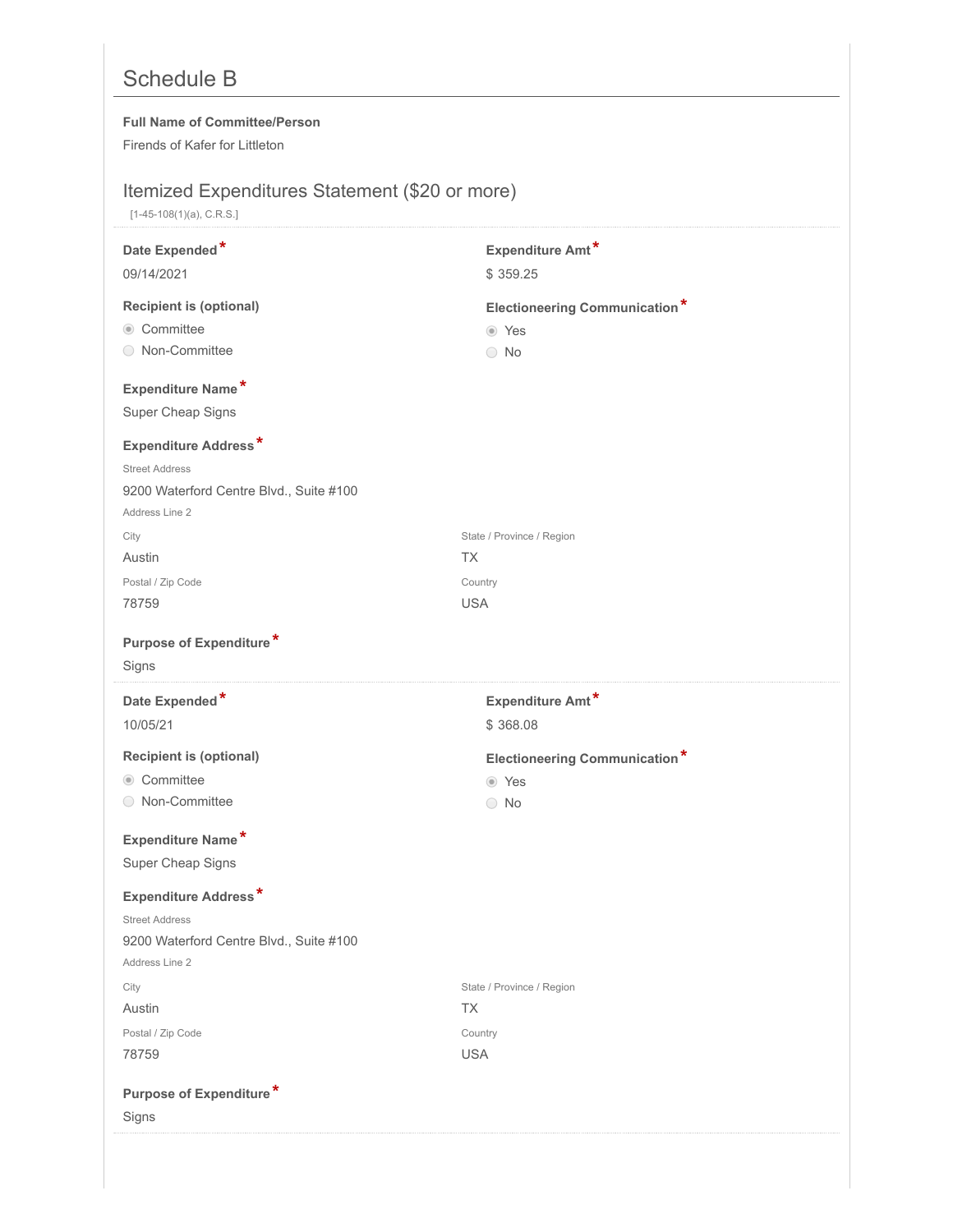## Schedule B

**Full Name of Committee/Person**

Firends of Kafer for Littleton

### Itemized Expenditures Statement ($20 or more)

[1-45-108(1)(a), C.R.S.]

---

**Date Expended***

09/14/2021

**Expenditure Amt***

$ 359.25

**Recipient is (optional)**

- (•) Committee
- ( ) Non-Committee

**Electioneering Communication***

- (•) Yes
- ( ) No

**Expenditure Name***

Super Cheap Signs

**Expenditure Address***

Street Address

9200 Waterford Centre Blvd., Suite #100

Address Line 2

City

Austin

State / Province / Region

TX

Postal / Zip Code

78759

Country

USA

**Purpose of Expenditure***

Signs

---

**Date Expended***

10/05/21

**Expenditure Amt***

$ 368.08

**Recipient is (optional)**

- (•) Committee
- ( ) Non-Committee

**Electioneering Communication***

- (•) Yes
- ( ) No

**Expenditure Name***

Super Cheap Signs

**Expenditure Address***

Street Address

9200 Waterford Centre Blvd., Suite #100

Address Line 2

City

Austin

State / Province / Region

TX

Postal / Zip Code

78759

Country

USA

**Purpose of Expenditure***

Signs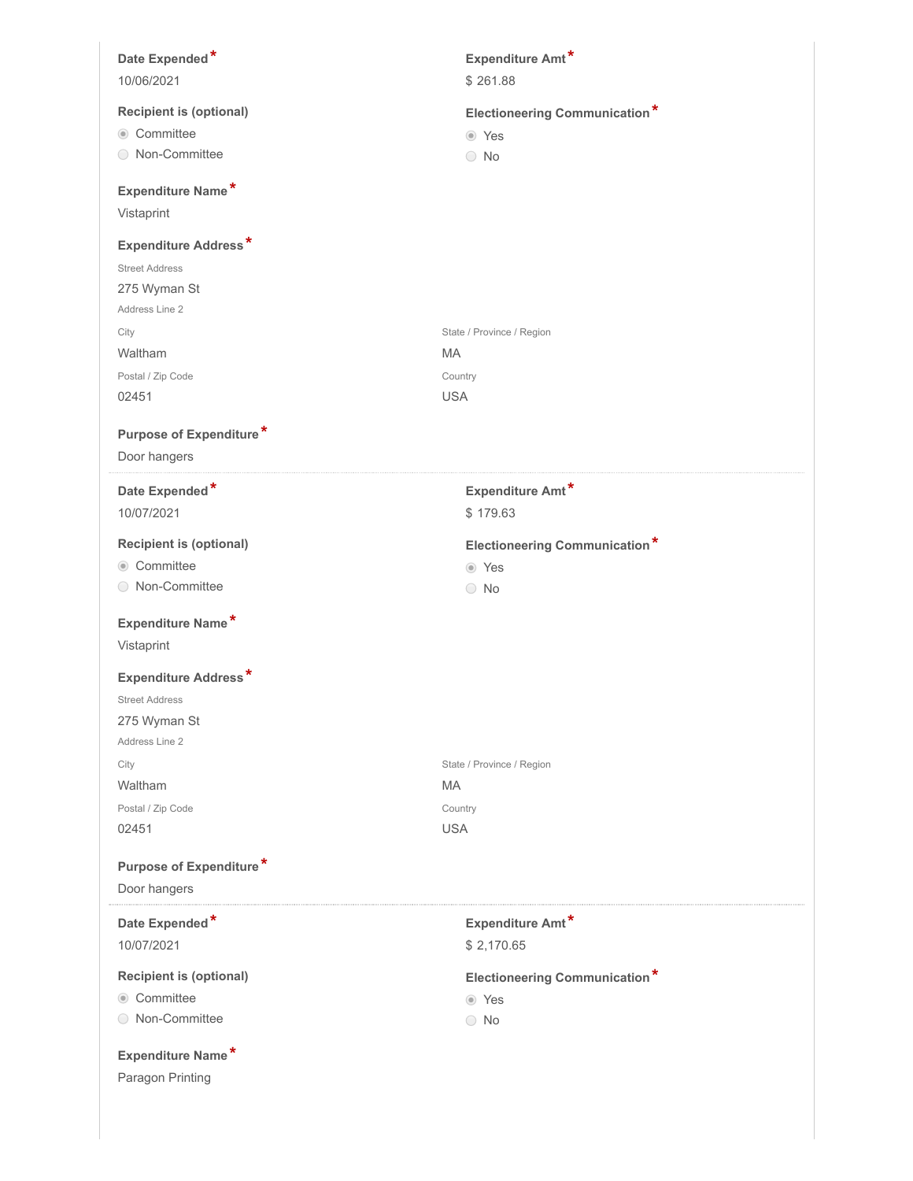**Date Expended***

10/06/2021

**Expenditure Amt***

$ 261.88

**Recipient is (optional)**

- ◉ Committee
- ○ Non-Committee

**Electioneering Communication***

- ◉ Yes
- ○ No

**Expenditure Name***

Vistaprint

**Expenditure Address***

Street Address

275 Wyman St

Address Line 2

City

Waltham

State / Province / Region

MA

Postal / Zip Code

02451

Country

USA

**Purpose of Expenditure***

Door hangers

---

**Date Expended***

10/07/2021

**Expenditure Amt***

$ 179.63

**Recipient is (optional)**

- ◉ Committee
- ○ Non-Committee

**Electioneering Communication***

- ◉ Yes
- ○ No

**Expenditure Name***

Vistaprint

**Expenditure Address***

Street Address

275 Wyman St

Address Line 2

City

Waltham

State / Province / Region

MA

Postal / Zip Code

02451

Country

USA

**Purpose of Expenditure***

Door hangers

---

**Date Expended***

10/07/2021

**Expenditure Amt***

$ 2,170.65

**Recipient is (optional)**

- ◉ Committee
- ○ Non-Committee

**Electioneering Communication***

- ◉ Yes
- ○ No

**Expenditure Name***

Paragon Printing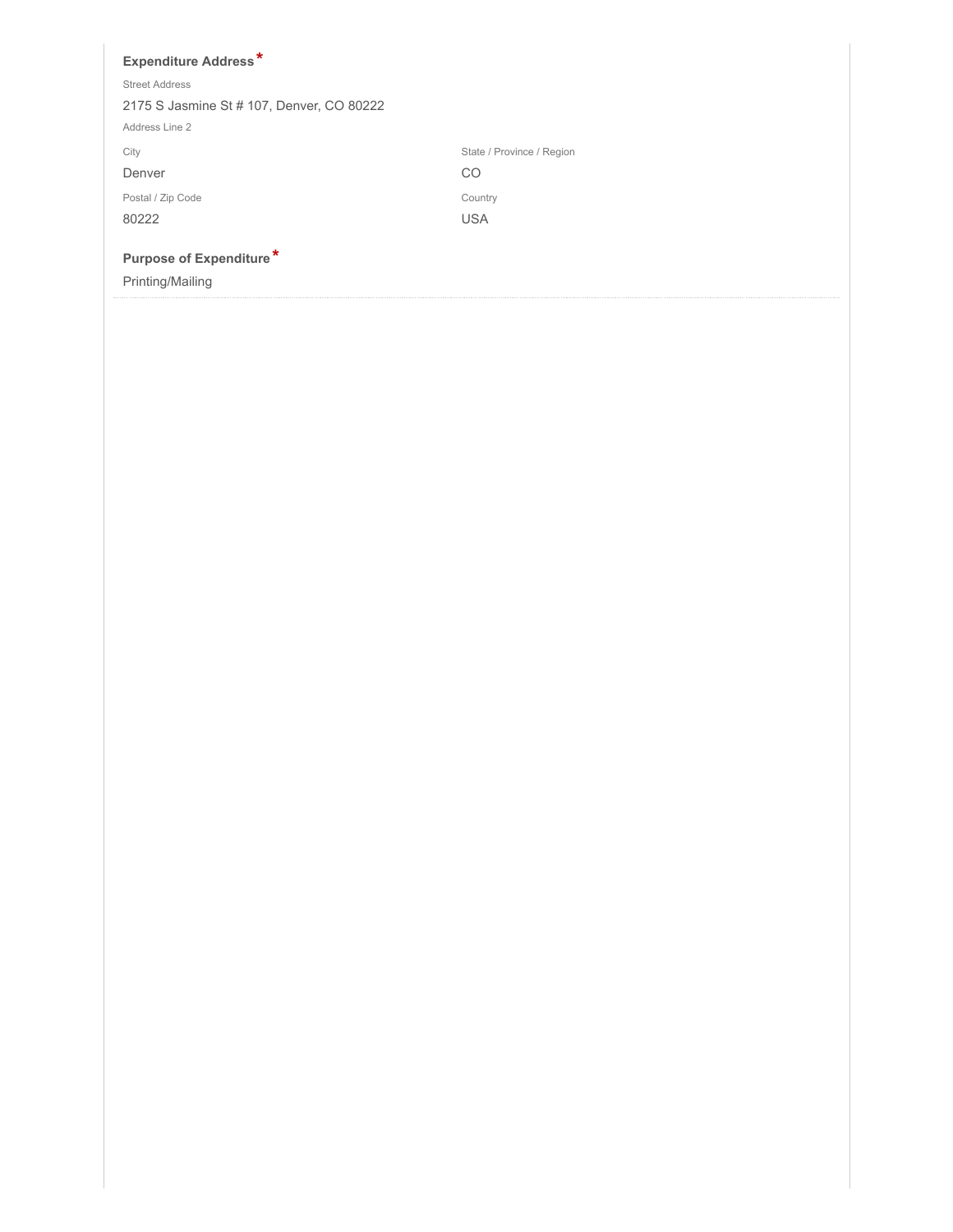**Expenditure Address** *

Street Address

2175 S Jasmine St # 107, Denver, CO 80222

Address Line 2

City

Denver

State / Province / Region

CO

Postal / Zip Code

80222

Country

USA

**Purpose of Expenditure** *

Printing/Mailing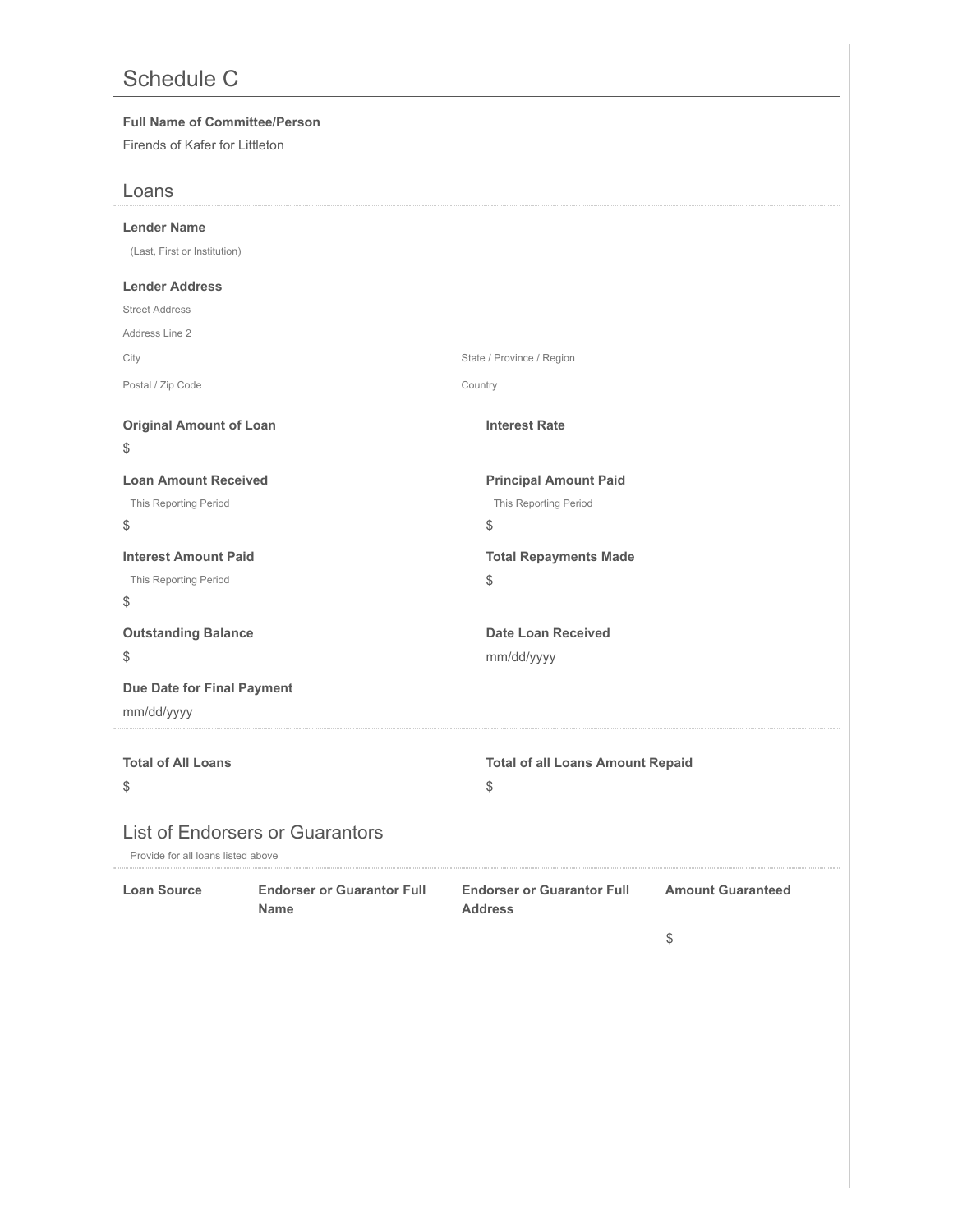# Schedule C

**Full Name of Committee/Person**

Firends of Kafer for Littleton

## Loans

**Lender Name**

(Last, First or Institution)

**Lender Address**

Street Address

Address Line 2

City

State / Province / Region

Postal / Zip Code

Country

**Original Amount of Loan**

$

**Interest Rate**

**Loan Amount Received**

This Reporting Period

$

**Principal Amount Paid**

This Reporting Period

$

**Interest Amount Paid**

This Reporting Period

$

**Total Repayments Made**

$

**Outstanding Balance**

$

**Date Loan Received**

mm/dd/yyyy

**Due Date for Final Payment**

mm/dd/yyyy

**Total of All Loans**

$

**Total of all Loans Amount Repaid**

$

## List of Endorsers or Guarantors

Provide for all loans listed above

| Loan Source | Endorser or Guarantor Full Name | Endorser or Guarantor Full Address | Amount Guaranteed |
| --- | --- | --- | --- |
| | | | $ |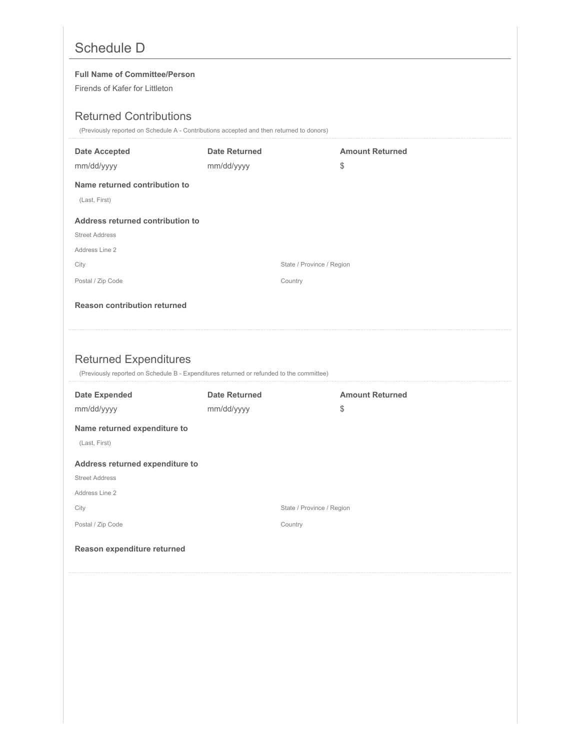# Schedule D

**Full Name of Committee/Person**

Firends of Kafer for Littleton

## Returned Contributions

(Previously reported on Schedule A - Contributions accepted and then returned to donors)

| Date Accepted | Date Returned | Amount Returned |
|---|---|---|
| mm/dd/yyyy | mm/dd/yyyy | $ |

**Name returned contribution to**

(Last, First)

**Address returned contribution to**

Street Address

Address Line 2

City

State / Province / Region

Postal / Zip Code

Country

**Reason contribution returned**

## Returned Expenditures

(Previously reported on Schedule B - Expenditures returned or refunded to the committee)

| Date Expended | Date Returned | Amount Returned |
|---|---|---|
| mm/dd/yyyy | mm/dd/yyyy | $ |

**Name returned expenditure to**

(Last, First)

**Address returned expenditure to**

Street Address

Address Line 2

City

State / Province / Region

Postal / Zip Code

Country

**Reason expenditure returned**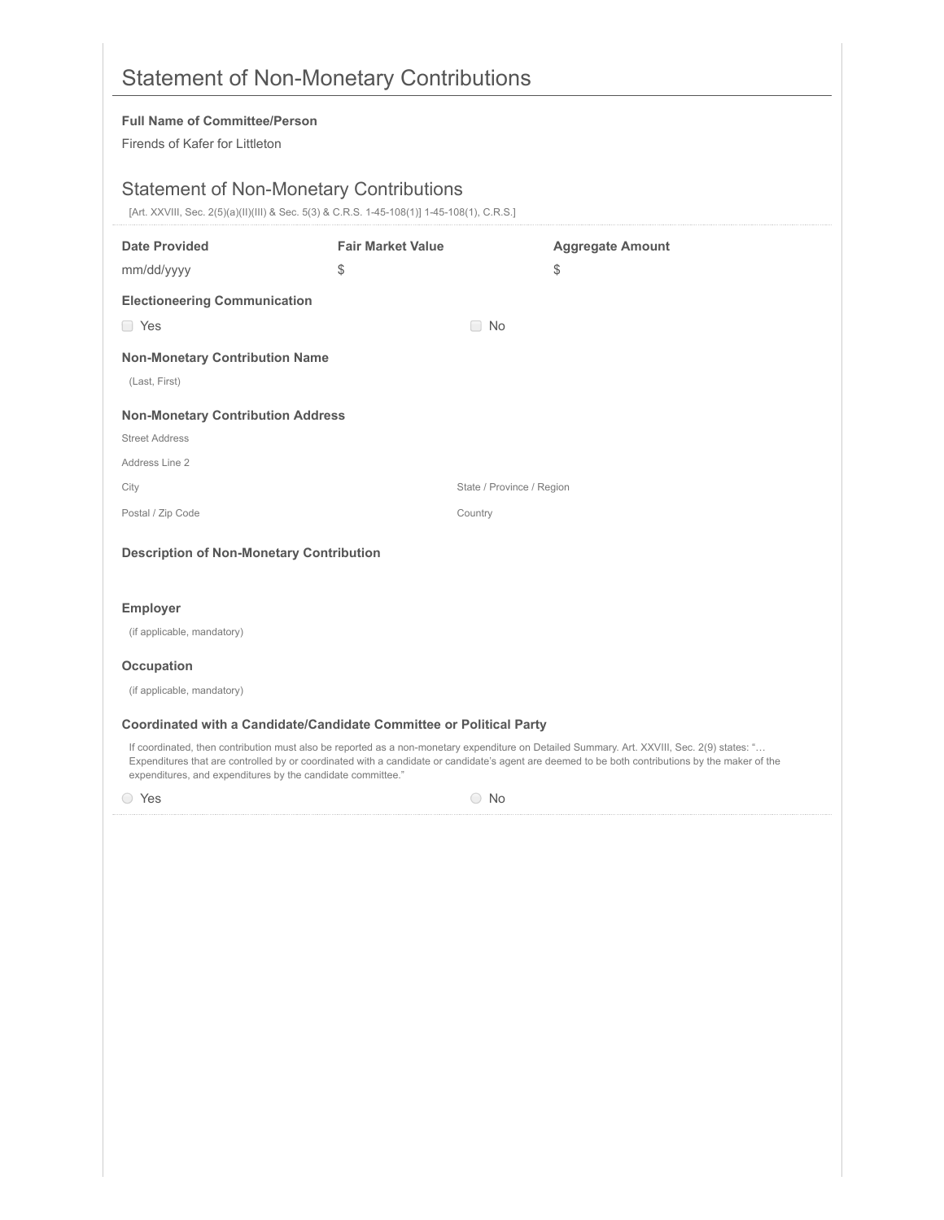# Statement of Non-Monetary Contributions

**Full Name of Committee/Person**

Firends of Kafer for Littleton

## Statement of Non-Monetary Contributions

[Art. XXVIII, Sec. 2(5)(a)(II)(III) & Sec. 5(3) & C.R.S. 1-45-108(1)] 1-45-108(1), C.R.S.]

| Date Provided | Fair Market Value | Aggregate Amount |
| --- | --- | --- |
| mm/dd/yyyy | $ | $ |

**Electioneering Communication**

☐ Yes ☐ No

**Non-Monetary Contribution Name**

(Last, First)

**Non-Monetary Contribution Address**

Street Address

Address Line 2

City

State / Province / Region

Postal / Zip Code

Country

**Description of Non-Monetary Contribution**

**Employer**

(if applicable, mandatory)

**Occupation**

(if applicable, mandatory)

**Coordinated with a Candidate/Candidate Committee or Political Party**

If coordinated, then contribution must also be reported as a non-monetary expenditure on Detailed Summary. Art. XXVIII, Sec. 2(9) states: "… Expenditures that are controlled by or coordinated with a candidate or candidate's agent are deemed to be both contributions by the maker of the expenditures, and expenditures by the candidate committee."

○ Yes ○ No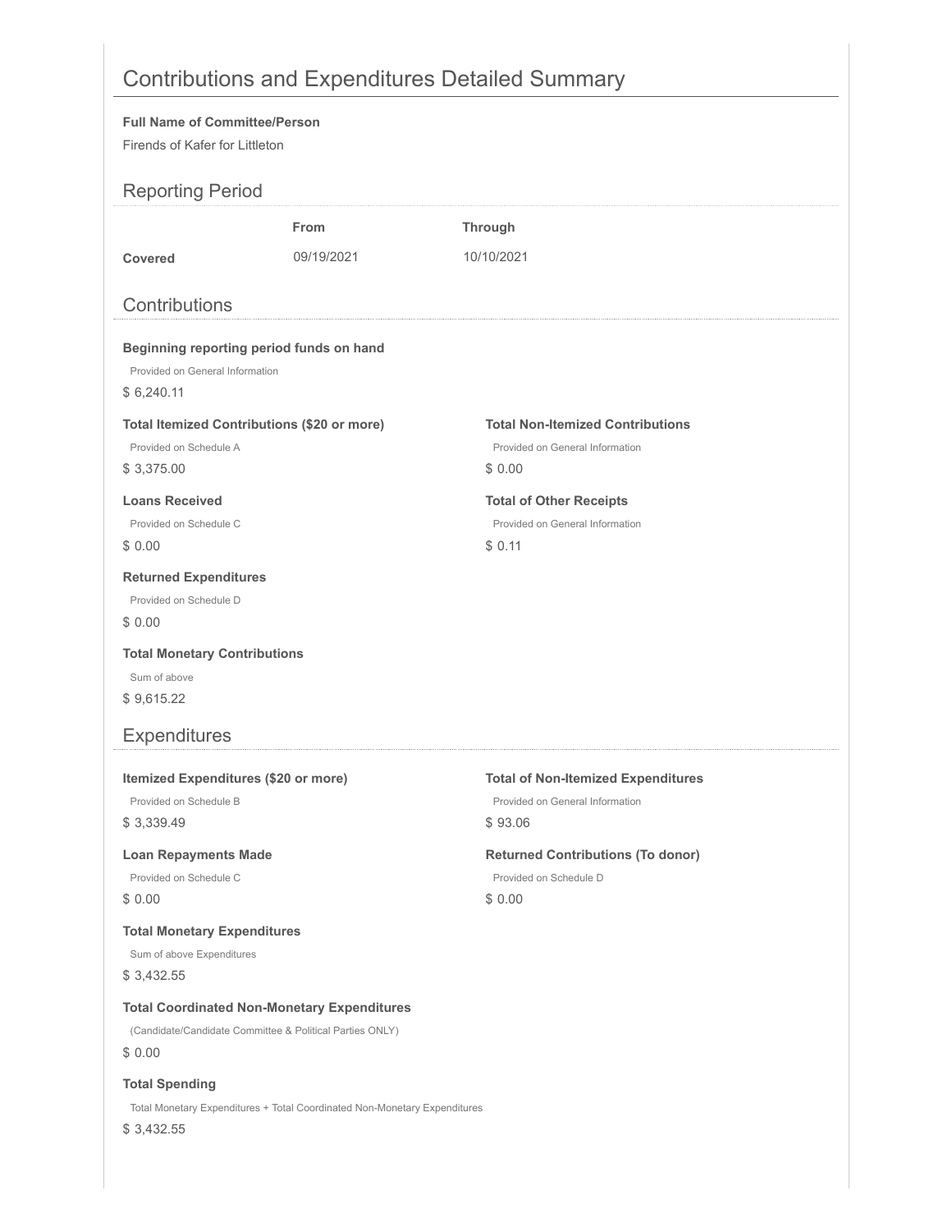# Contributions and Expenditures Detailed Summary

**Full Name of Committee/Person**

Firends of Kafer for Littleton

## Reporting Period

| | From | Through |
|---|---|---|
| **Covered** | 09/19/2021 | 10/10/2021 |

## Contributions

**Beginning reporting period funds on hand**

Provided on General Information

$ 6,240.11

**Total Itemized Contributions ($20 or more)**

Provided on Schedule A

$ 3,375.00

**Total Non-Itemized Contributions**

Provided on General Information

$ 0.00

**Loans Received**

Provided on Schedule C

$ 0.00

**Total of Other Receipts**

Provided on General Information

$ 0.11

**Returned Expenditures**

Provided on Schedule D

$ 0.00

**Total Monetary Contributions**

Sum of above

$ 9,615.22

## Expenditures

**Itemized Expenditures ($20 or more)**

Provided on Schedule B

$ 3,339.49

**Total of Non-Itemized Expenditures**

Provided on General Information

$ 93.06

**Loan Repayments Made**

Provided on Schedule C

$ 0.00

**Returned Contributions (To donor)**

Provided on Schedule D

$ 0.00

**Total Monetary Expenditures**

Sum of above Expenditures

$ 3,432.55

**Total Coordinated Non-Monetary Expenditures**

(Candidate/Candidate Committee & Political Parties ONLY)

$ 0.00

**Total Spending**

Total Monetary Expenditures + Total Coordinated Non-Monetary Expenditures

$ 3,432.55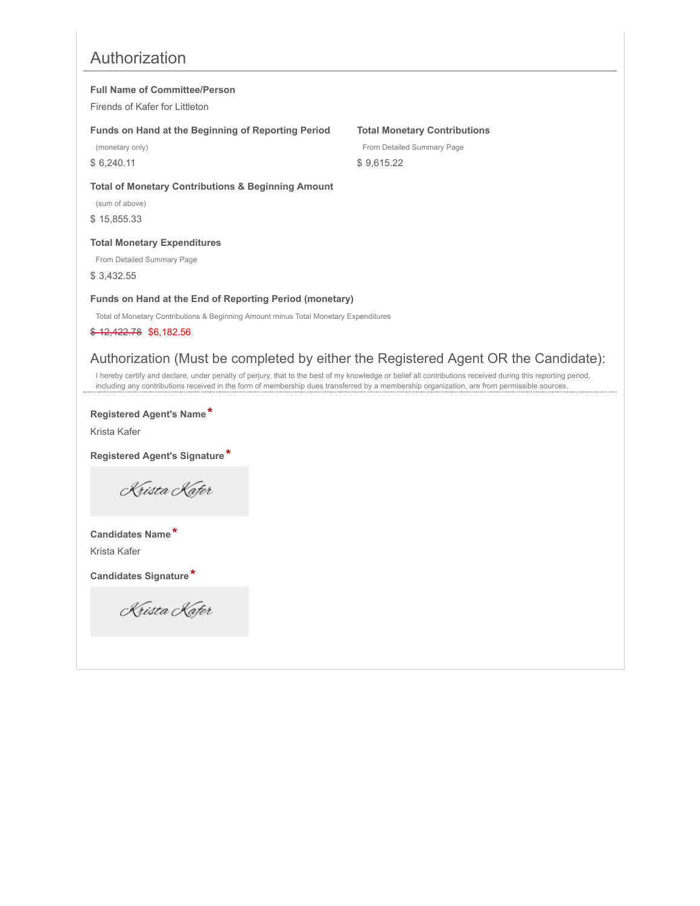## Authorization

**Full Name of Committee/Person**

Firends of Kafer for Littleton

**Funds on Hand at the Beginning of Reporting Period**

(monetary only)

$ 6,240.11

**Total Monetary Contributions**

From Detailed Summary Page

$ 9,615.22

**Total of Monetary Contributions & Beginning Amount**

(sum of above)

$ 15,855.33

**Total Monetary Expenditures**

From Detailed Summary Page

$ 3,432.55

**Funds on Hand at the End of Reporting Period (monetary)**

Total of Monetary Contributions & Beginning Amount minus Total Monetary Expenditures

~~$ 12,422.78~~ $6,182.56

## Authorization (Must be completed by either the Registered Agent OR the Candidate):

I hereby certify and declare, under penalty of perjury, that to the best of my knowledge or belief all contributions received during this reporting period, including any contributions received in the form of membership dues transferred by a membership organization, are from permissible sources.

**Registered Agent's Name** *

Krista Kafer

**Registered Agent's Signature** *

Krista Kafer

**Candidates Name** *

Krista Kafer

**Candidates Signature** *

Krista Kafer